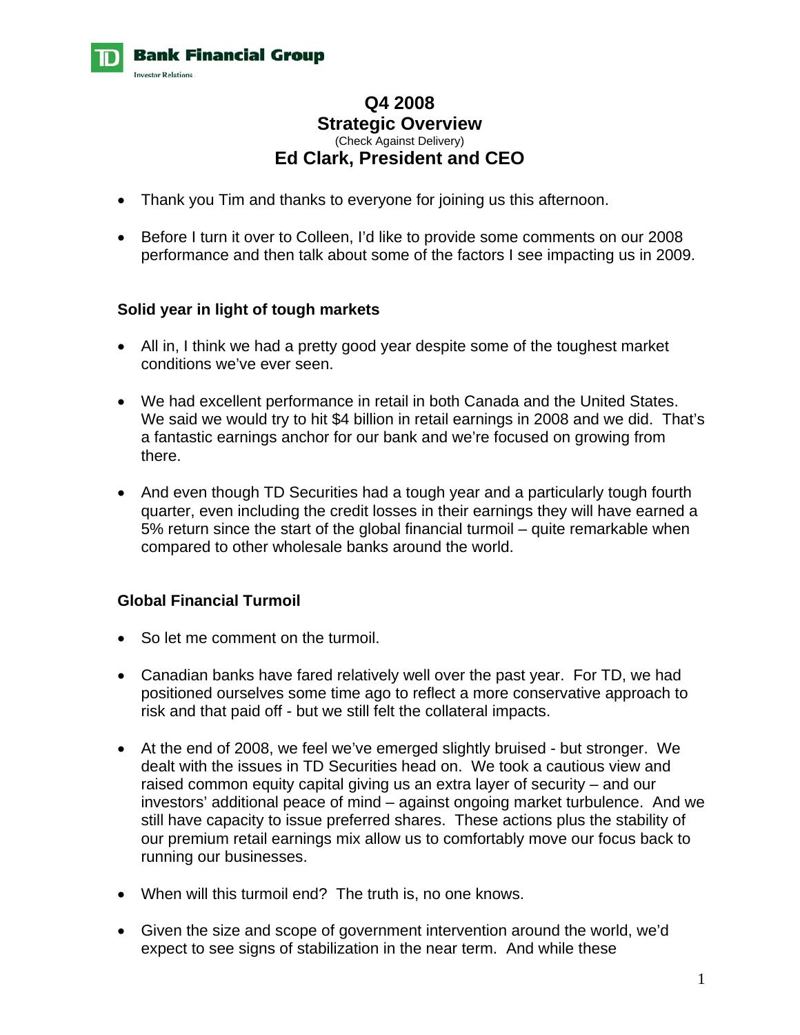TD Bank Financial Group

Investor Relations

# Q4 2008
# Strategic Overview
(Check Against Delivery)
## Ed Clark, President and CEO

- Thank you Tim and thanks to everyone for joining us this afternoon.
- Before I turn it over to Colleen, I'd like to provide some comments on our 2008 performance and then talk about some of the factors I see impacting us in 2009.

### Solid year in light of tough markets

- All in, I think we had a pretty good year despite some of the toughest market conditions we've ever seen.
- We had excellent performance in retail in both Canada and the United States. We said we would try to hit $4 billion in retail earnings in 2008 and we did. That's a fantastic earnings anchor for our bank and we're focused on growing from there.
- And even though TD Securities had a tough year and a particularly tough fourth quarter, even including the credit losses in their earnings they will have earned a 5% return since the start of the global financial turmoil – quite remarkable when compared to other wholesale banks around the world.

### Global Financial Turmoil

- So let me comment on the turmoil.
- Canadian banks have fared relatively well over the past year. For TD, we had positioned ourselves some time ago to reflect a more conservative approach to risk and that paid off - but we still felt the collateral impacts.
- At the end of 2008, we feel we've emerged slightly bruised - but stronger. We dealt with the issues in TD Securities head on. We took a cautious view and raised common equity capital giving us an extra layer of security – and our investors' additional peace of mind – against ongoing market turbulence. And we still have capacity to issue preferred shares. These actions plus the stability of our premium retail earnings mix allow us to comfortably move our focus back to running our businesses.
- When will this turmoil end? The truth is, no one knows.
- Given the size and scope of government intervention around the world, we'd expect to see signs of stabilization in the near term. And while these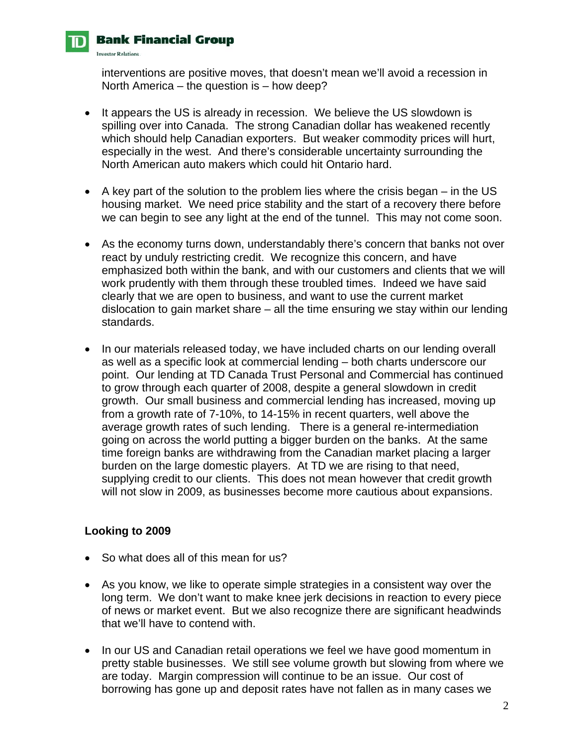interventions are positive moves, that doesn't mean we'll avoid a recession in North America – the question is – how deep?

- It appears the US is already in recession. We believe the US slowdown is spilling over into Canada. The strong Canadian dollar has weakened recently which should help Canadian exporters. But weaker commodity prices will hurt, especially in the west. And there's considerable uncertainty surrounding the North American auto makers which could hit Ontario hard.

- A key part of the solution to the problem lies where the crisis began – in the US housing market. We need price stability and the start of a recovery there before we can begin to see any light at the end of the tunnel. This may not come soon.

- As the economy turns down, understandably there's concern that banks not over react by unduly restricting credit. We recognize this concern, and have emphasized both within the bank, and with our customers and clients that we will work prudently with them through these troubled times. Indeed we have said clearly that we are open to business, and want to use the current market dislocation to gain market share – all the time ensuring we stay within our lending standards.

- In our materials released today, we have included charts on our lending overall as well as a specific look at commercial lending – both charts underscore our point. Our lending at TD Canada Trust Personal and Commercial has continued to grow through each quarter of 2008, despite a general slowdown in credit growth. Our small business and commercial lending has increased, moving up from a growth rate of 7-10%, to 14-15% in recent quarters, well above the average growth rates of such lending. There is a general re-intermediation going on across the world putting a bigger burden on the banks. At the same time foreign banks are withdrawing from the Canadian market placing a larger burden on the large domestic players. At TD we are rising to that need, supplying credit to our clients. This does not mean however that credit growth will not slow in 2009, as businesses become more cautious about expansions.

**Looking to 2009**

- So what does all of this mean for us?

- As you know, we like to operate simple strategies in a consistent way over the long term. We don't want to make knee jerk decisions in reaction to every piece of news or market event. But we also recognize there are significant headwinds that we'll have to contend with.

- In our US and Canadian retail operations we feel we have good momentum in pretty stable businesses. We still see volume growth but slowing from where we are today. Margin compression will continue to be an issue. Our cost of borrowing has gone up and deposit rates have not fallen as in many cases we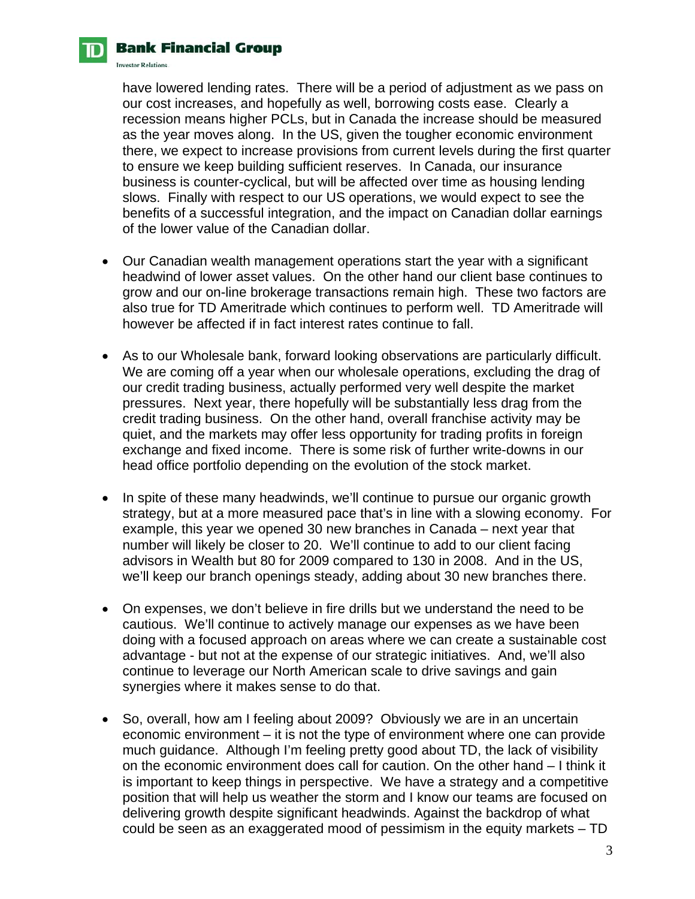have lowered lending rates. There will be a period of adjustment as we pass on our cost increases, and hopefully as well, borrowing costs ease. Clearly a recession means higher PCLs, but in Canada the increase should be measured as the year moves along. In the US, given the tougher economic environment there, we expect to increase provisions from current levels during the first quarter to ensure we keep building sufficient reserves. In Canada, our insurance business is counter-cyclical, but will be affected over time as housing lending slows. Finally with respect to our US operations, we would expect to see the benefits of a successful integration, and the impact on Canadian dollar earnings of the lower value of the Canadian dollar.

- Our Canadian wealth management operations start the year with a significant headwind of lower asset values. On the other hand our client base continues to grow and our on-line brokerage transactions remain high. These two factors are also true for TD Ameritrade which continues to perform well. TD Ameritrade will however be affected if in fact interest rates continue to fall.

- As to our Wholesale bank, forward looking observations are particularly difficult. We are coming off a year when our wholesale operations, excluding the drag of our credit trading business, actually performed very well despite the market pressures. Next year, there hopefully will be substantially less drag from the credit trading business. On the other hand, overall franchise activity may be quiet, and the markets may offer less opportunity for trading profits in foreign exchange and fixed income. There is some risk of further write-downs in our head office portfolio depending on the evolution of the stock market.

- In spite of these many headwinds, we'll continue to pursue our organic growth strategy, but at a more measured pace that's in line with a slowing economy. For example, this year we opened 30 new branches in Canada – next year that number will likely be closer to 20. We'll continue to add to our client facing advisors in Wealth but 80 for 2009 compared to 130 in 2008. And in the US, we'll keep our branch openings steady, adding about 30 new branches there.

- On expenses, we don't believe in fire drills but we understand the need to be cautious. We'll continue to actively manage our expenses as we have been doing with a focused approach on areas where we can create a sustainable cost advantage - but not at the expense of our strategic initiatives. And, we'll also continue to leverage our North American scale to drive savings and gain synergies where it makes sense to do that.

- So, overall, how am I feeling about 2009? Obviously we are in an uncertain economic environment – it is not the type of environment where one can provide much guidance. Although I'm feeling pretty good about TD, the lack of visibility on the economic environment does call for caution. On the other hand – I think it is important to keep things in perspective. We have a strategy and a competitive position that will help us weather the storm and I know our teams are focused on delivering growth despite significant headwinds. Against the backdrop of what could be seen as an exaggerated mood of pessimism in the equity markets – TD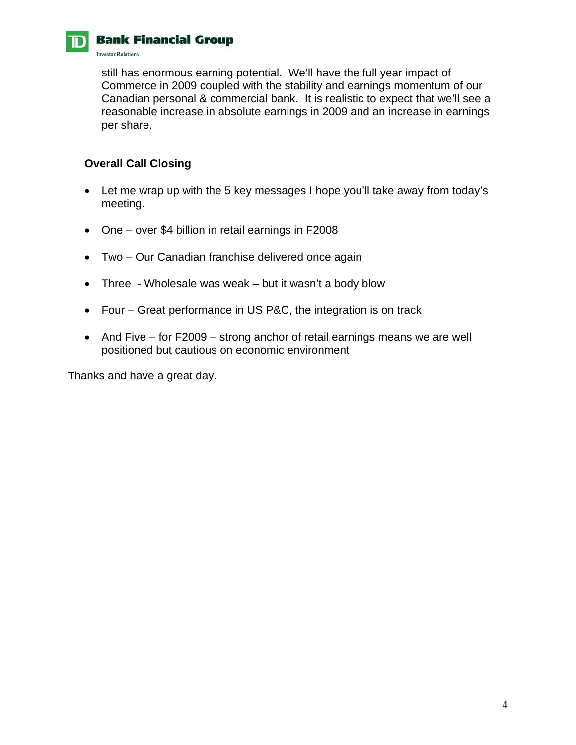still has enormous earning potential. We'll have the full year impact of Commerce in 2009 coupled with the stability and earnings momentum of our Canadian personal & commercial bank. It is realistic to expect that we'll see a reasonable increase in absolute earnings in 2009 and an increase in earnings per share.

**Overall Call Closing**

- Let me wrap up with the 5 key messages I hope you'll take away from today's meeting.
- One – over $4 billion in retail earnings in F2008
- Two – Our Canadian franchise delivered once again
- Three - Wholesale was weak – but it wasn't a body blow
- Four – Great performance in US P&C, the integration is on track
- And Five – for F2009 – strong anchor of retail earnings means we are well positioned but cautious on economic environment

Thanks and have a great day.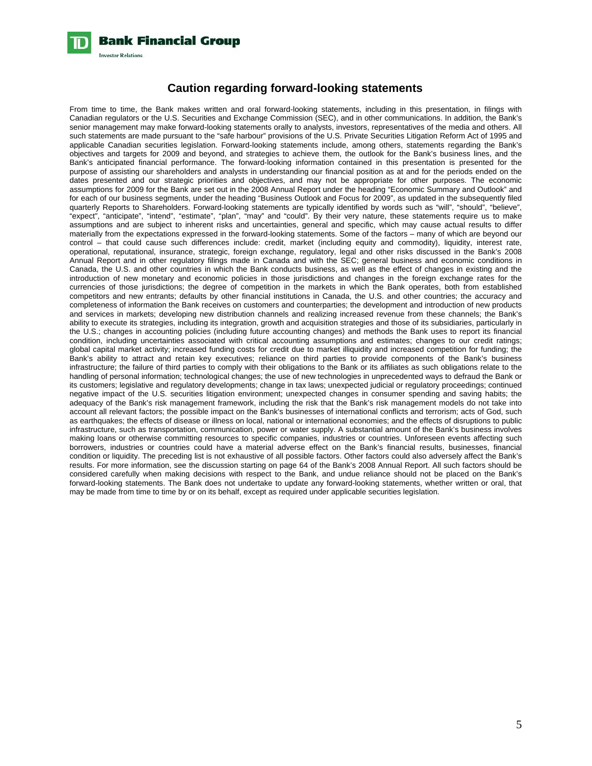# Caution regarding forward-looking statements

From time to time, the Bank makes written and oral forward-looking statements, including in this presentation, in filings with Canadian regulators or the U.S. Securities and Exchange Commission (SEC), and in other communications. In addition, the Bank's senior management may make forward-looking statements orally to analysts, investors, representatives of the media and others. All such statements are made pursuant to the "safe harbour" provisions of the U.S. Private Securities Litigation Reform Act of 1995 and applicable Canadian securities legislation. Forward-looking statements include, among others, statements regarding the Bank's objectives and targets for 2009 and beyond, and strategies to achieve them, the outlook for the Bank's business lines, and the Bank's anticipated financial performance. The forward-looking information contained in this presentation is presented for the purpose of assisting our shareholders and analysts in understanding our financial position as at and for the periods ended on the dates presented and our strategic priorities and objectives, and may not be appropriate for other purposes. The economic assumptions for 2009 for the Bank are set out in the 2008 Annual Report under the heading "Economic Summary and Outlook" and for each of our business segments, under the heading "Business Outlook and Focus for 2009", as updated in the subsequently filed quarterly Reports to Shareholders. Forward-looking statements are typically identified by words such as "will", "should", "believe", "expect", "anticipate", "intend", "estimate", "plan", "may" and "could". By their very nature, these statements require us to make assumptions and are subject to inherent risks and uncertainties, general and specific, which may cause actual results to differ materially from the expectations expressed in the forward-looking statements. Some of the factors – many of which are beyond our control – that could cause such differences include: credit, market (including equity and commodity), liquidity, interest rate, operational, reputational, insurance, strategic, foreign exchange, regulatory, legal and other risks discussed in the Bank's 2008 Annual Report and in other regulatory filings made in Canada and with the SEC; general business and economic conditions in Canada, the U.S. and other countries in which the Bank conducts business, as well as the effect of changes in existing and the introduction of new monetary and economic policies in those jurisdictions and changes in the foreign exchange rates for the currencies of those jurisdictions; the degree of competition in the markets in which the Bank operates, both from established competitors and new entrants; defaults by other financial institutions in Canada, the U.S. and other countries; the accuracy and completeness of information the Bank receives on customers and counterparties; the development and introduction of new products and services in markets; developing new distribution channels and realizing increased revenue from these channels; the Bank's ability to execute its strategies, including its integration, growth and acquisition strategies and those of its subsidiaries, particularly in the U.S.; changes in accounting policies (including future accounting changes) and methods the Bank uses to report its financial condition, including uncertainties associated with critical accounting assumptions and estimates; changes to our credit ratings; global capital market activity; increased funding costs for credit due to market illiquidity and increased competition for funding; the Bank's ability to attract and retain key executives; reliance on third parties to provide components of the Bank's business infrastructure; the failure of third parties to comply with their obligations to the Bank or its affiliates as such obligations relate to the handling of personal information; technological changes; the use of new technologies in unprecedented ways to defraud the Bank or its customers; legislative and regulatory developments; change in tax laws; unexpected judicial or regulatory proceedings; continued negative impact of the U.S. securities litigation environment; unexpected changes in consumer spending and saving habits; the adequacy of the Bank's risk management framework, including the risk that the Bank's risk management models do not take into account all relevant factors; the possible impact on the Bank's businesses of international conflicts and terrorism; acts of God, such as earthquakes; the effects of disease or illness on local, national or international economies; and the effects of disruptions to public infrastructure, such as transportation, communication, power or water supply. A substantial amount of the Bank's business involves making loans or otherwise committing resources to specific companies, industries or countries. Unforeseen events affecting such borrowers, industries or countries could have a material adverse effect on the Bank's financial results, businesses, financial condition or liquidity. The preceding list is not exhaustive of all possible factors. Other factors could also adversely affect the Bank's results. For more information, see the discussion starting on page 64 of the Bank's 2008 Annual Report. All such factors should be considered carefully when making decisions with respect to the Bank, and undue reliance should not be placed on the Bank's forward-looking statements. The Bank does not undertake to update any forward-looking statements, whether written or oral, that may be made from time to time by or on its behalf, except as required under applicable securities legislation.